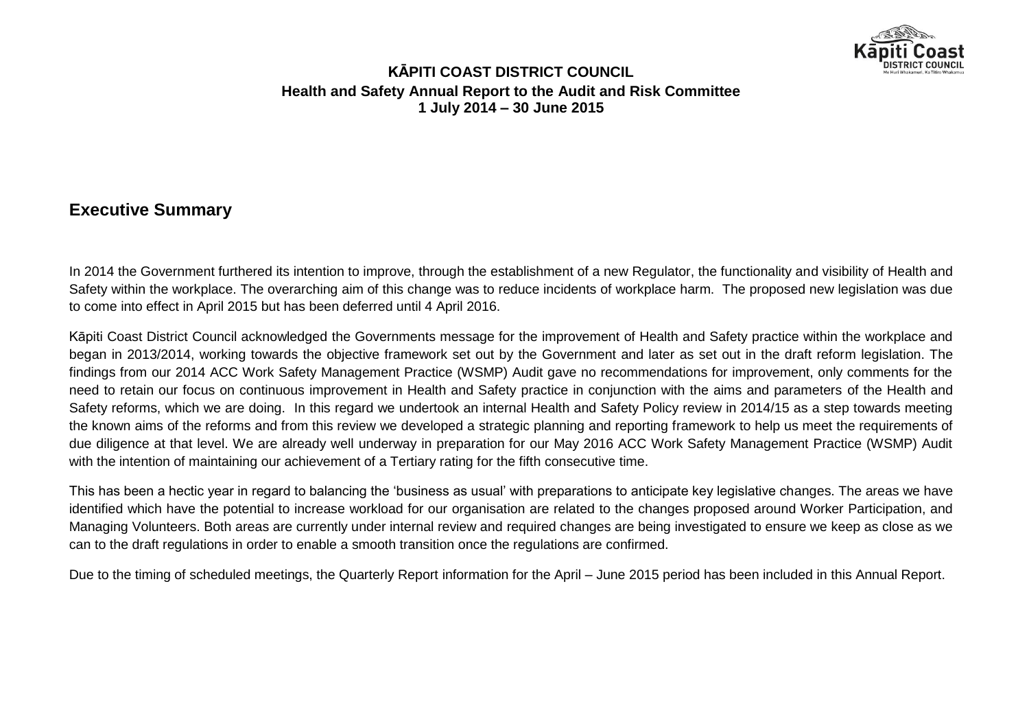**KĀPITI COAST DISTRICT COUNCIL**
**Health and Safety Annual Report to the Audit and Risk Committee**
**1 July 2014 – 30 June 2015**

## Executive Summary

In 2014 the Government furthered its intention to improve, through the establishment of a new Regulator, the functionality and visibility of Health and Safety within the workplace. The overarching aim of this change was to reduce incidents of workplace harm. The proposed new legislation was due to come into effect in April 2015 but has been deferred until 4 April 2016.

Kāpiti Coast District Council acknowledged the Governments message for the improvement of Health and Safety practice within the workplace and began in 2013/2014, working towards the objective framework set out by the Government and later as set out in the draft reform legislation. The findings from our 2014 ACC Work Safety Management Practice (WSMP) Audit gave no recommendations for improvement, only comments for the need to retain our focus on continuous improvement in Health and Safety practice in conjunction with the aims and parameters of the Health and Safety reforms, which we are doing. In this regard we undertook an internal Health and Safety Policy review in 2014/15 as a step towards meeting the known aims of the reforms and from this review we developed a strategic planning and reporting framework to help us meet the requirements of due diligence at that level. We are already well underway in preparation for our May 2016 ACC Work Safety Management Practice (WSMP) Audit with the intention of maintaining our achievement of a Tertiary rating for the fifth consecutive time.

This has been a hectic year in regard to balancing the 'business as usual' with preparations to anticipate key legislative changes. The areas we have identified which have the potential to increase workload for our organisation are related to the changes proposed around Worker Participation, and Managing Volunteers. Both areas are currently under internal review and required changes are being investigated to ensure we keep as close as we can to the draft regulations in order to enable a smooth transition once the regulations are confirmed.

Due to the timing of scheduled meetings, the Quarterly Report information for the April – June 2015 period has been included in this Annual Report.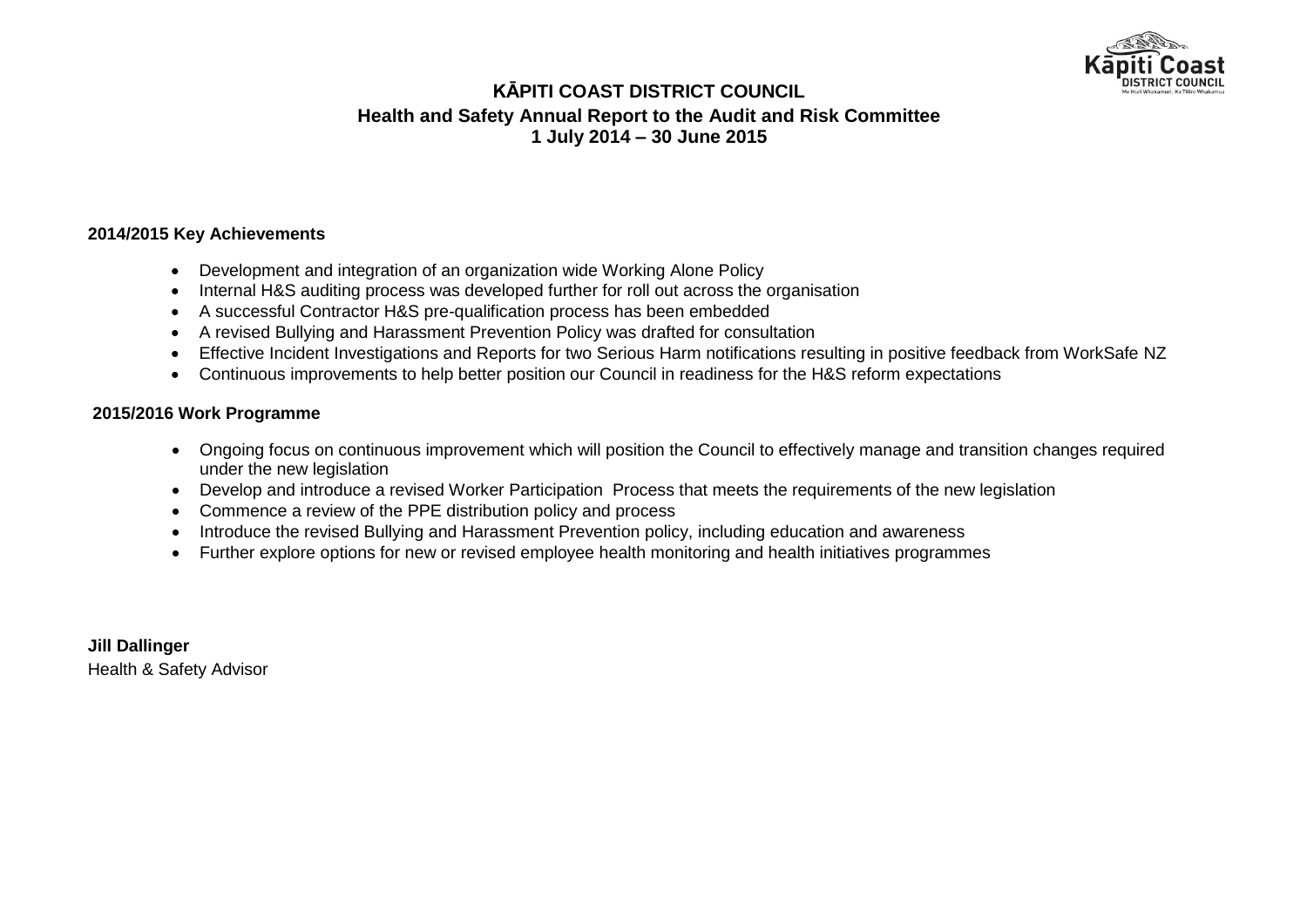# KĀPITI COAST DISTRICT COUNCIL

## Health and Safety Annual Report to the Audit and Risk Committee
## 1 July 2014 – 30 June 2015

**2014/2015 Key Achievements**

- Development and integration of an organization wide Working Alone Policy
- Internal H&S auditing process was developed further for roll out across the organisation
- A successful Contractor H&S pre-qualification process has been embedded
- A revised Bullying and Harassment Prevention Policy was drafted for consultation
- Effective Incident Investigations and Reports for two Serious Harm notifications resulting in positive feedback from WorkSafe NZ
- Continuous improvements to help better position our Council in readiness for the H&S reform expectations

**2015/2016 Work Programme**

- Ongoing focus on continuous improvement which will position the Council to effectively manage and transition changes required under the new legislation
- Develop and introduce a revised Worker Participation Process that meets the requirements of the new legislation
- Commence a review of the PPE distribution policy and process
- Introduce the revised Bullying and Harassment Prevention policy, including education and awareness
- Further explore options for new or revised employee health monitoring and health initiatives programmes

**Jill Dallinger**
Health & Safety Advisor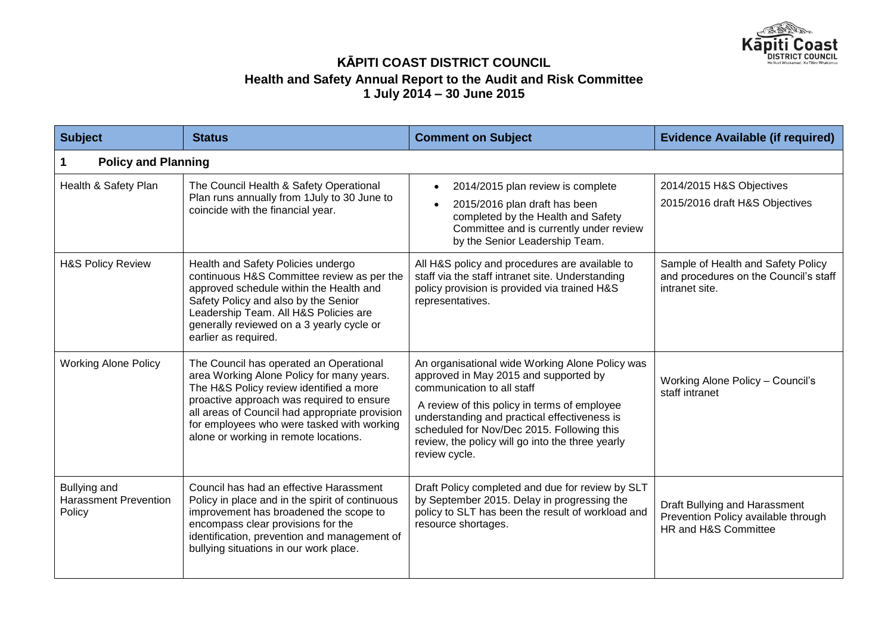# KĀPITI COAST DISTRICT COUNCIL

## Health and Safety Annual Report to the Audit and Risk Committee

## 1 July 2014 – 30 June 2015

| Subject | Status | Comment on Subject | Evidence Available (if required) |
|---|---|---|---|
| **1 Policy and Planning** | | | |
| Health & Safety Plan | The Council Health & Safety Operational Plan runs annually from 1July to 30 June to coincide with the financial year. | • 2014/2015 plan review is complete<br>• 2015/2016 plan draft has been completed by the Health and Safety Committee and is currently under review by the Senior Leadership Team. | 2014/2015 H&S Objectives<br>2015/2016 draft H&S Objectives |
| H&S Policy Review | Health and Safety Policies undergo continuous H&S Committee review as per the approved schedule within the Health and Safety Policy and also by the Senior Leadership Team. All H&S Policies are generally reviewed on a 3 yearly cycle or earlier as required. | All H&S policy and procedures are available to staff via the staff intranet site. Understanding policy provision is provided via trained H&S representatives. | Sample of Health and Safety Policy and procedures on the Council's staff intranet site. |
| Working Alone Policy | The Council has operated an Operational area Working Alone Policy for many years. The H&S Policy review identified a more proactive approach was required to ensure all areas of Council had appropriate provision for employees who were tasked with working alone or working in remote locations. | An organisational wide Working Alone Policy was approved in May 2015 and supported by communication to all staff<br>A review of this policy in terms of employee understanding and practical effectiveness is scheduled for Nov/Dec 2015. Following this review, the policy will go into the three yearly review cycle. | Working Alone Policy – Council's staff intranet |
| Bullying and Harassment Prevention Policy | Council has had an effective Harassment Policy in place and in the spirit of continuous improvement has broadened the scope to encompass clear provisions for the identification, prevention and management of bullying situations in our work place. | Draft Policy completed and due for review by SLT by September 2015. Delay in progressing the policy to SLT has been the result of workload and resource shortages. | Draft Bullying and Harassment Prevention Policy available through HR and H&S Committee |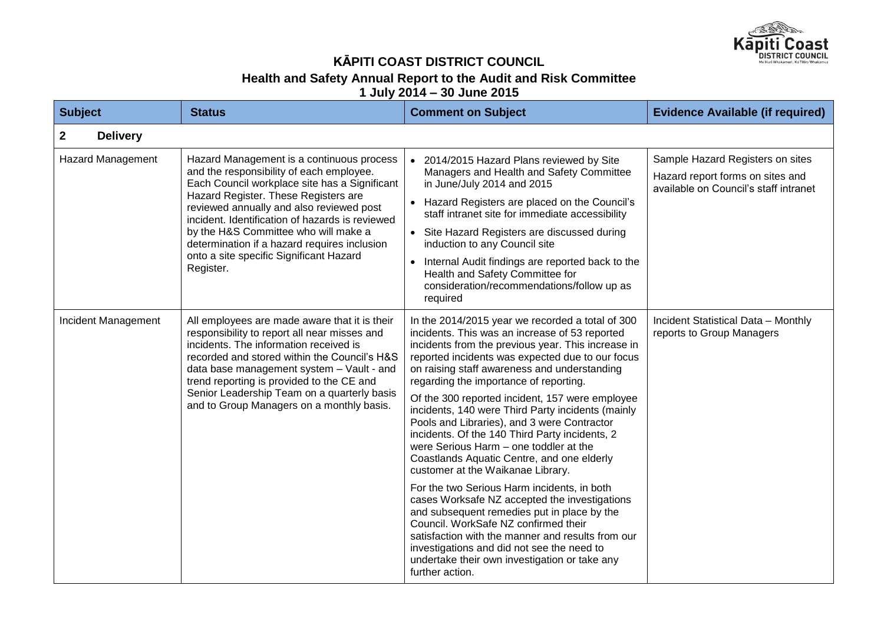# KĀPITI COAST DISTRICT COUNCIL

## Health and Safety Annual Report to the Audit and Risk Committee

### 1 July 2014 – 30 June 2015

| Subject | Status | Comment on Subject | Evidence Available (if required) |
|---|---|---|---|
| **2 Delivery** | | | |
| Hazard Management | Hazard Management is a continuous process and the responsibility of each employee. Each Council workplace site has a Significant Hazard Register. These Registers are reviewed annually and also reviewed post incident. Identification of hazards is reviewed by the H&S Committee who will make a determination if a hazard requires inclusion onto a site specific Significant Hazard Register. | • 2014/2015 Hazard Plans reviewed by Site Managers and Health and Safety Committee in June/July 2014 and 2015<br>• Hazard Registers are placed on the Council's staff intranet site for immediate accessibility<br>• Site Hazard Registers are discussed during induction to any Council site<br>• Internal Audit findings are reported back to the Health and Safety Committee for consideration/recommendations/follow up as required | Sample Hazard Registers on sites<br>Hazard report forms on sites and available on Council's staff intranet |
| Incident Management | All employees are made aware that it is their responsibility to report all near misses and incidents. The information received is recorded and stored within the Council's H&S data base management system – Vault - and trend reporting is provided to the CE and Senior Leadership Team on a quarterly basis and to Group Managers on a monthly basis. | In the 2014/2015 year we recorded a total of 300 incidents. This was an increase of 53 reported incidents from the previous year. This increase in reported incidents was expected due to our focus on raising staff awareness and understanding regarding the importance of reporting.<br><br>Of the 300 reported incident, 157 were employee incidents, 140 were Third Party incidents (mainly Pools and Libraries), and 3 were Contractor incidents. Of the 140 Third Party incidents, 2 were Serious Harm – one toddler at the Coastlands Aquatic Centre, and one elderly customer at the Waikanae Library.<br><br>For the two Serious Harm incidents, in both cases Worksafe NZ accepted the investigations and subsequent remedies put in place by the Council. WorkSafe NZ confirmed their satisfaction with the manner and results from our investigations and did not see the need to undertake their own investigation or take any further action. | Incident Statistical Data – Monthly reports to Group Managers |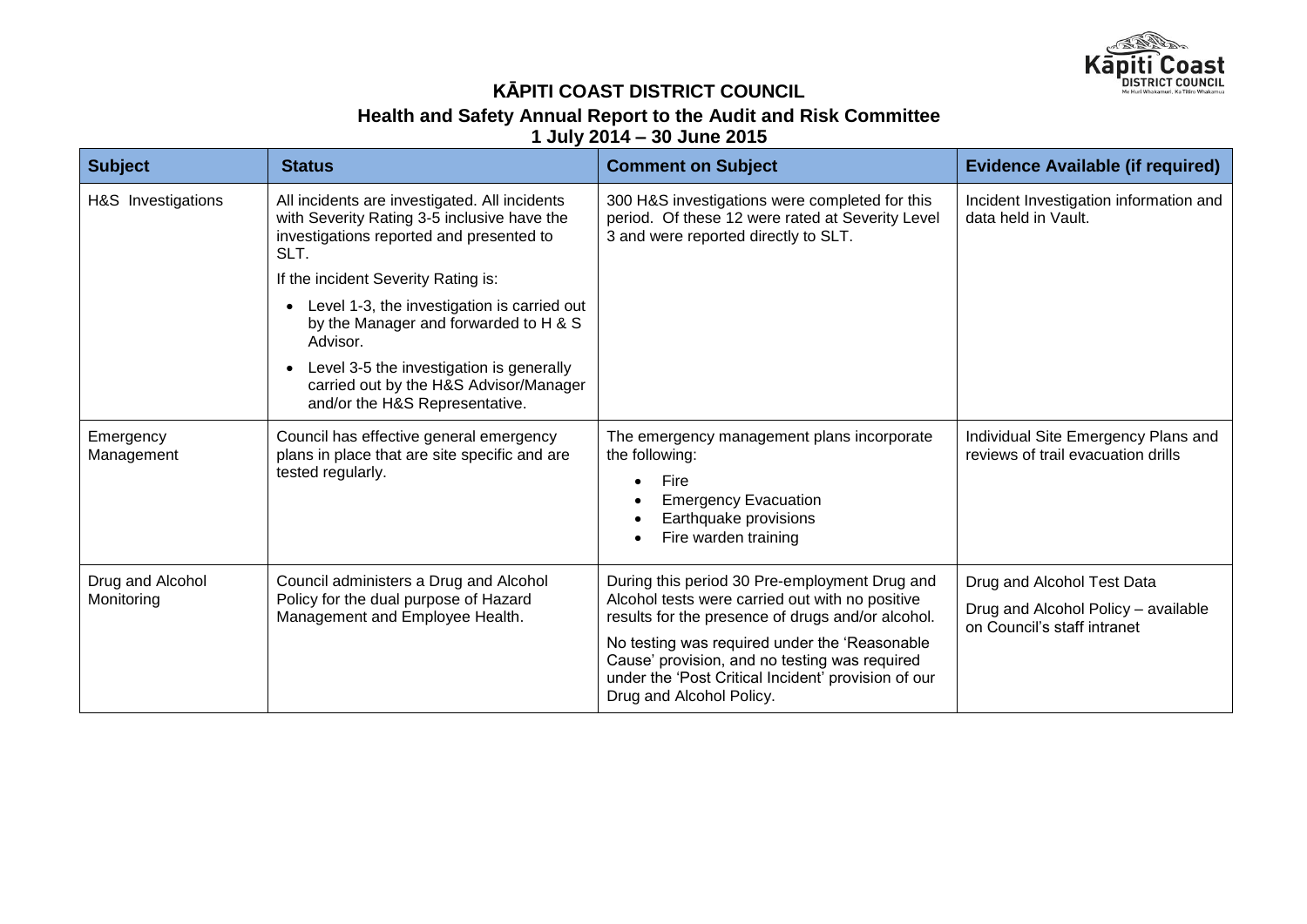# KĀPITI COAST DISTRICT COUNCIL

## Health and Safety Annual Report to the Audit and Risk Committee

### 1 July 2014 – 30 June 2015

| Subject | Status | Comment on Subject | Evidence Available (if required) |
|---|---|---|---|
| H&S Investigations | All incidents are investigated. All incidents with Severity Rating 3-5 inclusive have the investigations reported and presented to SLT.<br><br>If the incident Severity Rating is:<br><br>• Level 1-3, the investigation is carried out by the Manager and forwarded to H & S Advisor.<br>• Level 3-5 the investigation is generally carried out by the H&S Advisor/Manager and/or the H&S Representative. | 300 H&S investigations were completed for this period. Of these 12 were rated at Severity Level 3 and were reported directly to SLT. | Incident Investigation information and data held in Vault. |
| Emergency Management | Council has effective general emergency plans in place that are site specific and are tested regularly. | The emergency management plans incorporate the following:<br><br>• Fire<br>• Emergency Evacuation<br>• Earthquake provisions<br>• Fire warden training | Individual Site Emergency Plans and reviews of trail evacuation drills |
| Drug and Alcohol Monitoring | Council administers a Drug and Alcohol Policy for the dual purpose of Hazard Management and Employee Health. | During this period 30 Pre-employment Drug and Alcohol tests were carried out with no positive results for the presence of drugs and/or alcohol.<br><br>No testing was required under the 'Reasonable Cause' provision, and no testing was required under the 'Post Critical Incident' provision of our Drug and Alcohol Policy. | Drug and Alcohol Test Data<br><br>Drug and Alcohol Policy – available on Council's staff intranet |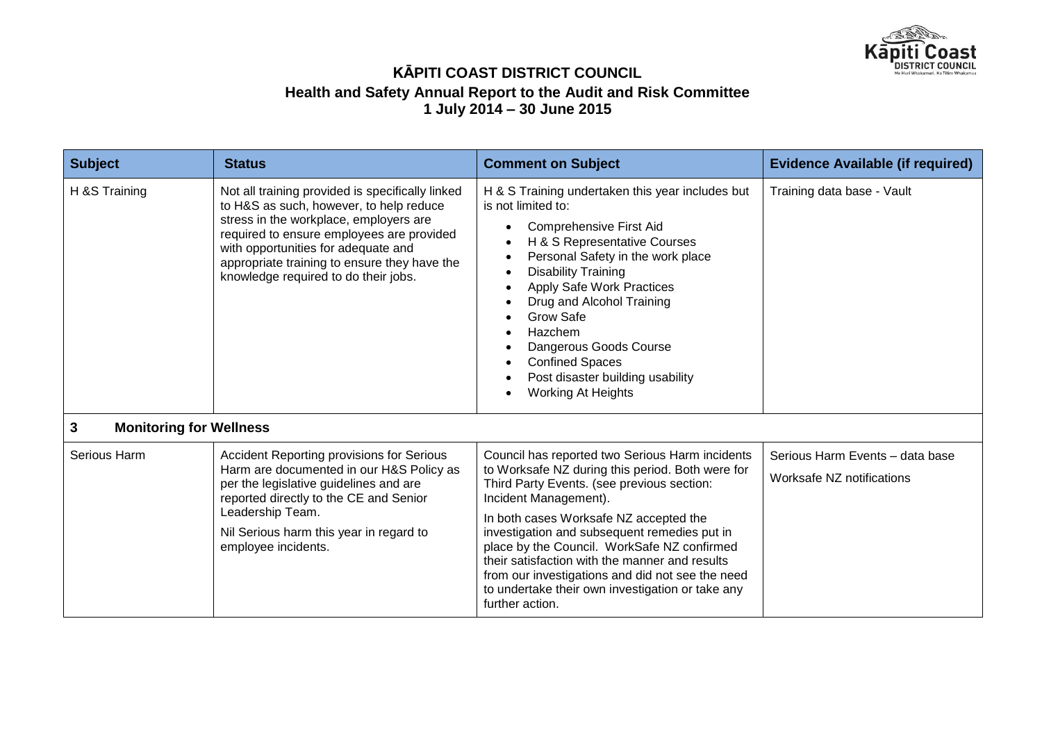# KĀPITI COAST DISTRICT COUNCIL

## Health and Safety Annual Report to the Audit and Risk Committee

### 1 July 2014 – 30 June 2015

| Subject | Status | Comment on Subject | Evidence Available (if required) |
|---|---|---|---|
| H &S Training | Not all training provided is specifically linked to H&S as such, however, to help reduce stress in the workplace, employers are required to ensure employees are provided with opportunities for adequate and appropriate training to ensure they have the knowledge required to do their jobs. | H & S Training undertaken this year includes but is not limited to:<br>• Comprehensive First Aid<br>• H & S Representative Courses<br>• Personal Safety in the work place<br>• Disability Training<br>• Apply Safe Work Practices<br>• Drug and Alcohol Training<br>• Grow Safe<br>• Hazchem<br>• Dangerous Goods Course<br>• Confined Spaces<br>• Post disaster building usability<br>• Working At Heights | Training data base - Vault |
| **3 Monitoring for Wellness** | | | |
| Serious Harm | Accident Reporting provisions for Serious Harm are documented in our H&S Policy as per the legislative guidelines and are reported directly to the CE and Senior Leadership Team.<br>Nil Serious harm this year in regard to employee incidents. | Council has reported two Serious Harm incidents to Worksafe NZ during this period. Both were for Third Party Events. (see previous section: Incident Management).<br>In both cases Worksafe NZ accepted the investigation and subsequent remedies put in place by the Council. WorkSafe NZ confirmed their satisfaction with the manner and results from our investigations and did not see the need to undertake their own investigation or take any further action. | Serious Harm Events – data base<br>Worksafe NZ notifications |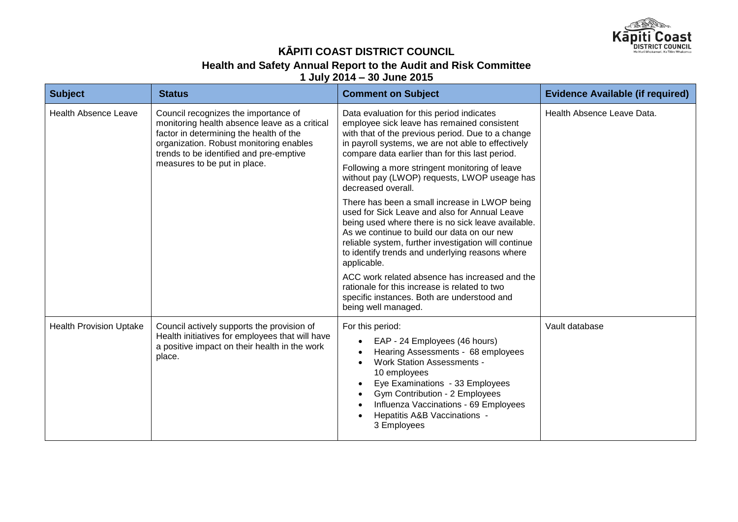# KĀPITI COAST DISTRICT COUNCIL

## Health and Safety Annual Report to the Audit and Risk Committee

### 1 July 2014 – 30 June 2015

| Subject | Status | Comment on Subject | Evidence Available (if required) |
|---|---|---|---|
| Health Absence Leave | Council recognizes the importance of monitoring health absence leave as a critical factor in determining the health of the organization. Robust monitoring enables trends to be identified and pre-emptive measures to be put in place. | Data evaluation for this period indicates employee sick leave has remained consistent with that of the previous period. Due to a change in payroll systems, we are not able to effectively compare data earlier than for this last period.<br><br>Following a more stringent monitoring of leave without pay (LWOP) requests, LWOP useage has decreased overall.<br><br>There has been a small increase in LWOP being used for Sick Leave and also for Annual Leave being used where there is no sick leave available. As we continue to build our data on our new reliable system, further investigation will continue to identify trends and underlying reasons where applicable.<br><br>ACC work related absence has increased and the rationale for this increase is related to two specific instances. Both are understood and being well managed. | Health Absence Leave Data. |
| Health Provision Uptake | Council actively supports the provision of Health initiatives for employees that will have a positive impact on their health in the work place. | For this period:<br>• EAP - 24 Employees (46 hours)<br>• Hearing Assessments - 68 employees<br>• Work Station Assessments - 10 employees<br>• Eye Examinations - 33 Employees<br>• Gym Contribution - 2 Employees<br>• Influenza Vaccinations - 69 Employees<br>• Hepatitis A&B Vaccinations - 3 Employees | Vault database |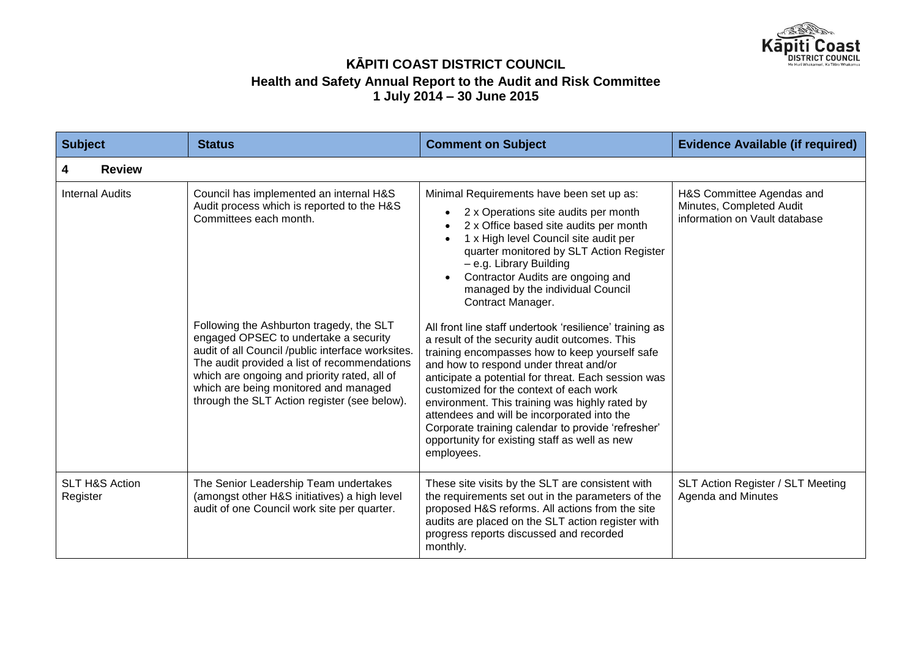# KĀPITI COAST DISTRICT COUNCIL

## Health and Safety Annual Report to the Audit and Risk Committee

### 1 July 2014 – 30 June 2015

| Subject | Status | Comment on Subject | Evidence Available (if required) |
|---|---|---|---|
| **4 Review** | | | |
| Internal Audits | Council has implemented an internal H&S Audit process which is reported to the H&S Committees each month. | Minimal Requirements have been set up as:<br>• 2 x Operations site audits per month<br>• 2 x Office based site audits per month<br>• 1 x High level Council site audit per quarter monitored by SLT Action Register – e.g. Library Building<br>• Contractor Audits are ongoing and managed by the individual Council Contract Manager. | H&S Committee Agendas and Minutes, Completed Audit information on Vault database |
| | Following the Ashburton tragedy, the SLT engaged OPSEC to undertake a security audit of all Council /public interface worksites. The audit provided a list of recommendations which are ongoing and priority rated, all of which are being monitored and managed through the SLT Action register (see below). | All front line staff undertook 'resilience' training as a result of the security audit outcomes. This training encompasses how to keep yourself safe and how to respond under threat and/or anticipate a potential for threat. Each session was customized for the context of each work environment. This training was highly rated by attendees and will be incorporated into the Corporate training calendar to provide 'refresher' opportunity for existing staff as well as new employees. | |
| SLT H&S Action Register | The Senior Leadership Team undertakes (amongst other H&S initiatives) a high level audit of one Council work site per quarter. | These site visits by the SLT are consistent with the requirements set out in the parameters of the proposed H&S reforms. All actions from the site audits are placed on the SLT action register with progress reports discussed and recorded monthly. | SLT Action Register / SLT Meeting Agenda and Minutes |